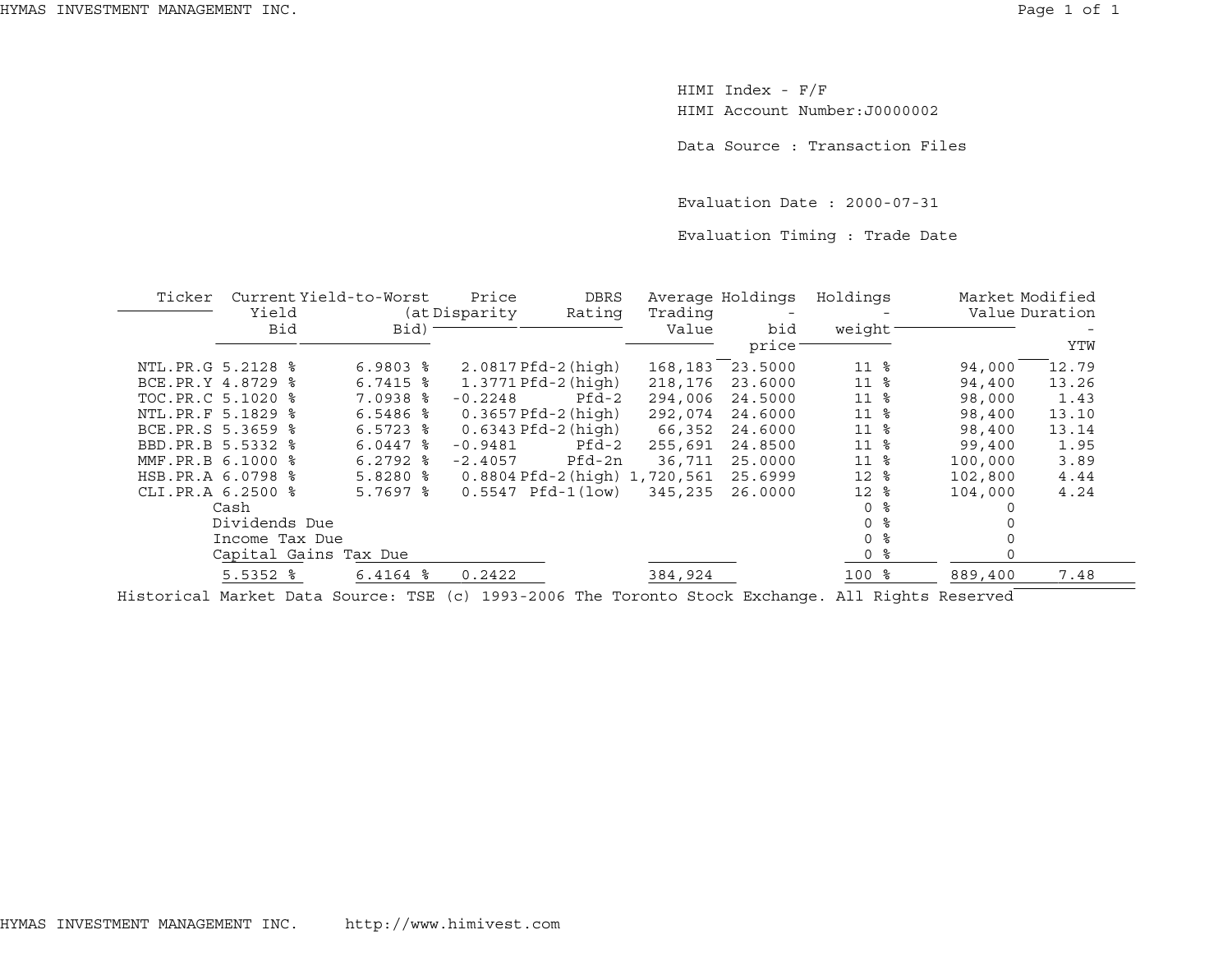HIMI Index - F/F

HIMI Account Number:J0000002

Data Source : Transaction Files

Evaluation Date : 2000-07-31

Evaluation Timing : Trade Date

| Ticker | Current Yield Bid | Yield-to-Worst (at Bid) | Price Disparity | DBRS Rating | Average Trading Value | Holdings - bid price | Holdings - weight | Market Value | Modified Duration - YTW |
|---|---|---|---|---|---|---|---|---|---|
| NTL.PR.G | 5.2128 % | 6.9803 % | 2.0817 | Pfd-2(high) | 168,183 | 23.5000 | 11 % | 94,000 | 12.79 |
| BCE.PR.Y | 4.8729 % | 6.7415 % | 1.3771 | Pfd-2(high) | 218,176 | 23.6000 | 11 % | 94,400 | 13.26 |
| TOC.PR.C | 5.1020 % | 7.0938 % | -0.2248 | Pfd-2 | 294,006 | 24.5000 | 11 % | 98,000 | 1.43 |
| NTL.PR.F | 5.1829 % | 6.5486 % | 0.3657 | Pfd-2(high) | 292,074 | 24.6000 | 11 % | 98,400 | 13.10 |
| BCE.PR.S | 5.3659 % | 6.5723 % | 0.6343 | Pfd-2(high) | 66,352 | 24.6000 | 11 % | 98,400 | 13.14 |
| BBD.PR.B | 5.5332 % | 6.0447 % | -0.9481 | Pfd-2 | 255,691 | 24.8500 | 11 % | 99,400 | 1.95 |
| MMF.PR.B | 6.1000 % | 6.2792 % | -2.4057 | Pfd-2n | 36,711 | 25.0000 | 11 % | 100,000 | 3.89 |
| HSB.PR.A | 6.0798 % | 5.8280 % | 0.8804 | Pfd-2(high) | 1,720,561 | 25.6999 | 12 % | 102,800 | 4.44 |
| CLI.PR.A | 6.2500 % | 5.7697 % | 0.5547 | Pfd-1(low) | 345,235 | 26.0000 | 12 % | 104,000 | 4.24 |
| | Cash | | | | | | 0 % | 0 | |
| | Dividends Due | | | | | | 0 % | 0 | |
| | Income Tax Due | | | | | | 0 % | 0 | |
| | Capital Gains Tax Due | | | | | | 0 % | 0 | |
| | 5.5352 % | 6.4164 % | 0.2422 | | 384,924 | | 100 % | 889,400 | 7.48 |

Historical Market Data Source: TSE (c) 1993-2006 The Toronto Stock Exchange. All Rights Reserved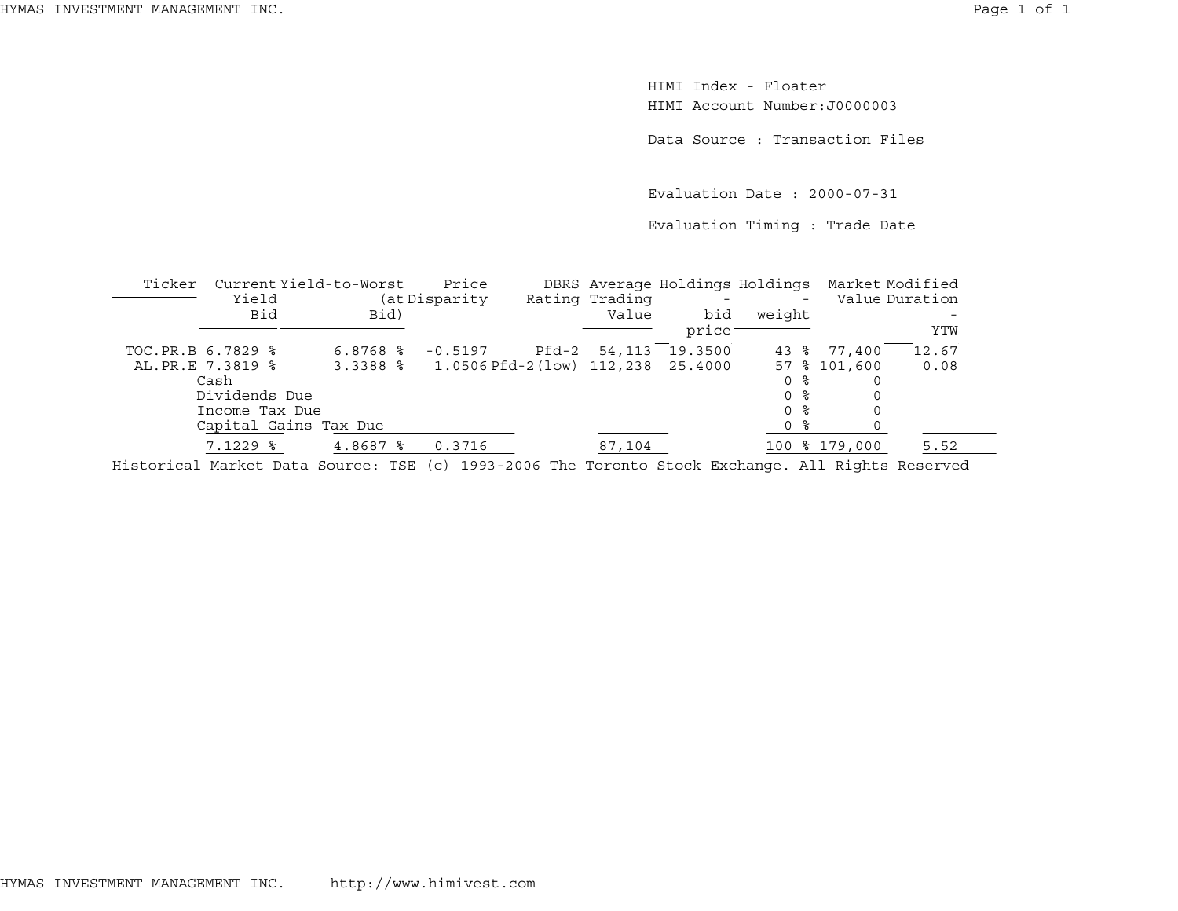HIMI Index - Floater
HIMI Account Number:J0000003

Data Source : Transaction Files

Evaluation Date : 2000-07-31

Evaluation Timing : Trade Date

| Ticker | Current Yield Bid | Yield-to-Worst (at Bid) | Price Disparity | DBRS Rating | Average Trading Value | Holdings - bid price | Holdings - weight | Market Value | Modified Duration - YTW |
|---|---|---|---|---|---|---|---|---|---|
| TOC.PR.B | 6.7829 % | 6.8768 % | -0.5197 | Pfd-2 | 54,113 | 19.3500 | 43 % | 77,400 | 12.67 |
| AL.PR.E | 7.3819 % | 3.3388 % | 1.0506 | Pfd-2(low) | 112,238 | 25.4000 | 57 % | 101,600 | 0.08 |
| Cash | | | | | | | 0 % | 0 | |
| Dividends Due | | | | | | | 0 % | 0 | |
| Income Tax Due | | | | | | | 0 % | 0 | |
| Capital Gains Tax Due | | | | | | | 0 % | 0 | |
| | 7.1229 % | 4.8687 % | 0.3716 | | 87,104 | | 100 % | 179,000 | 5.52 |

Historical Market Data Source: TSE (c) 1993-2006 The Toronto Stock Exchange. All Rights Reserved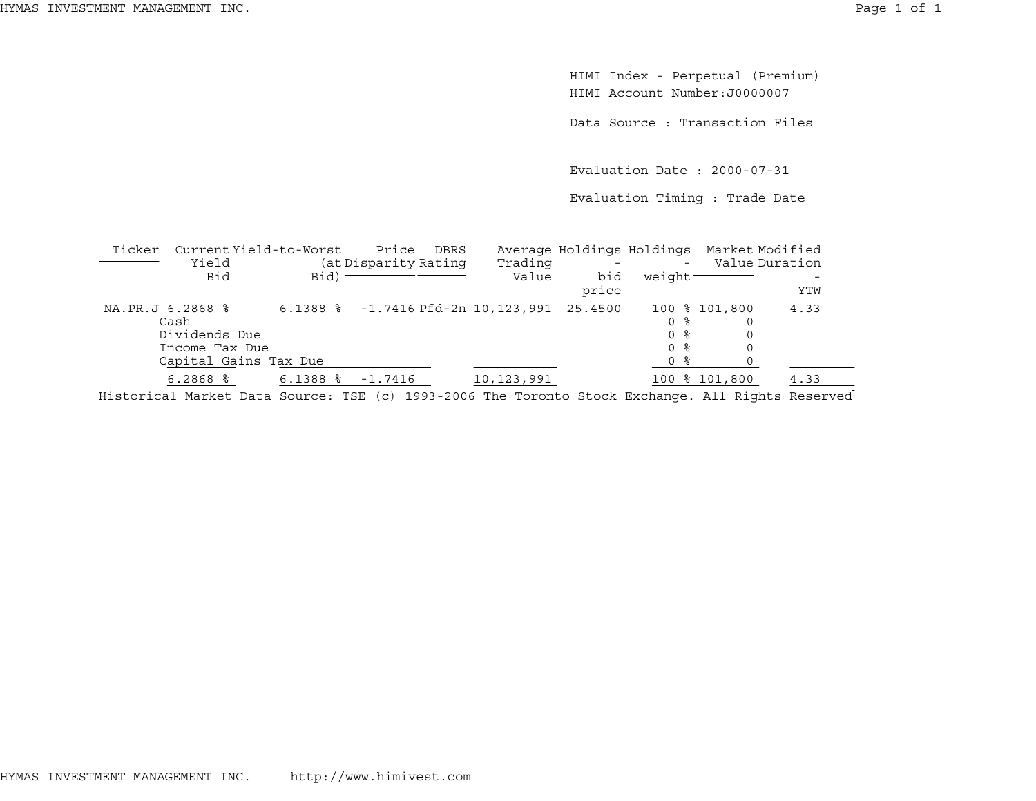HIMI Index - Perpetual (Premium)
HIMI Account Number:J0000007

Data Source : Transaction Files

Evaluation Date : 2000-07-31

Evaluation Timing : Trade Date

| Ticker | Current Yield Bid | Yield-to-Worst (at Bid) | Price Disparity | DBRS Rating | Average Trading Value | Holdings - bid price | Holdings - weight | Market Value | Modified Duration - YTW |
|---|---|---|---|---|---|---|---|---|---|
| NA.PR.J | 6.2868 % | 6.1388 % | -1.7416 | Pfd-2n | 10,123,991 | 25.4500 | 100 % | 101,800 | 4.33 |
| | Cash | | | | | | 0 % | 0 | |
| | Dividends Due | | | | | | 0 % | 0 | |
| | Income Tax Due | | | | | | 0 % | 0 | |
| | Capital Gains Tax Due | | | | | | 0 % | 0 | |
| | 6.2868 % | 6.1388 % | -1.7416 | | 10,123,991 | | 100 % | 101,800 | 4.33 |

Historical Market Data Source: TSE (c) 1993-2006 The Toronto Stock Exchange. All Rights Reserved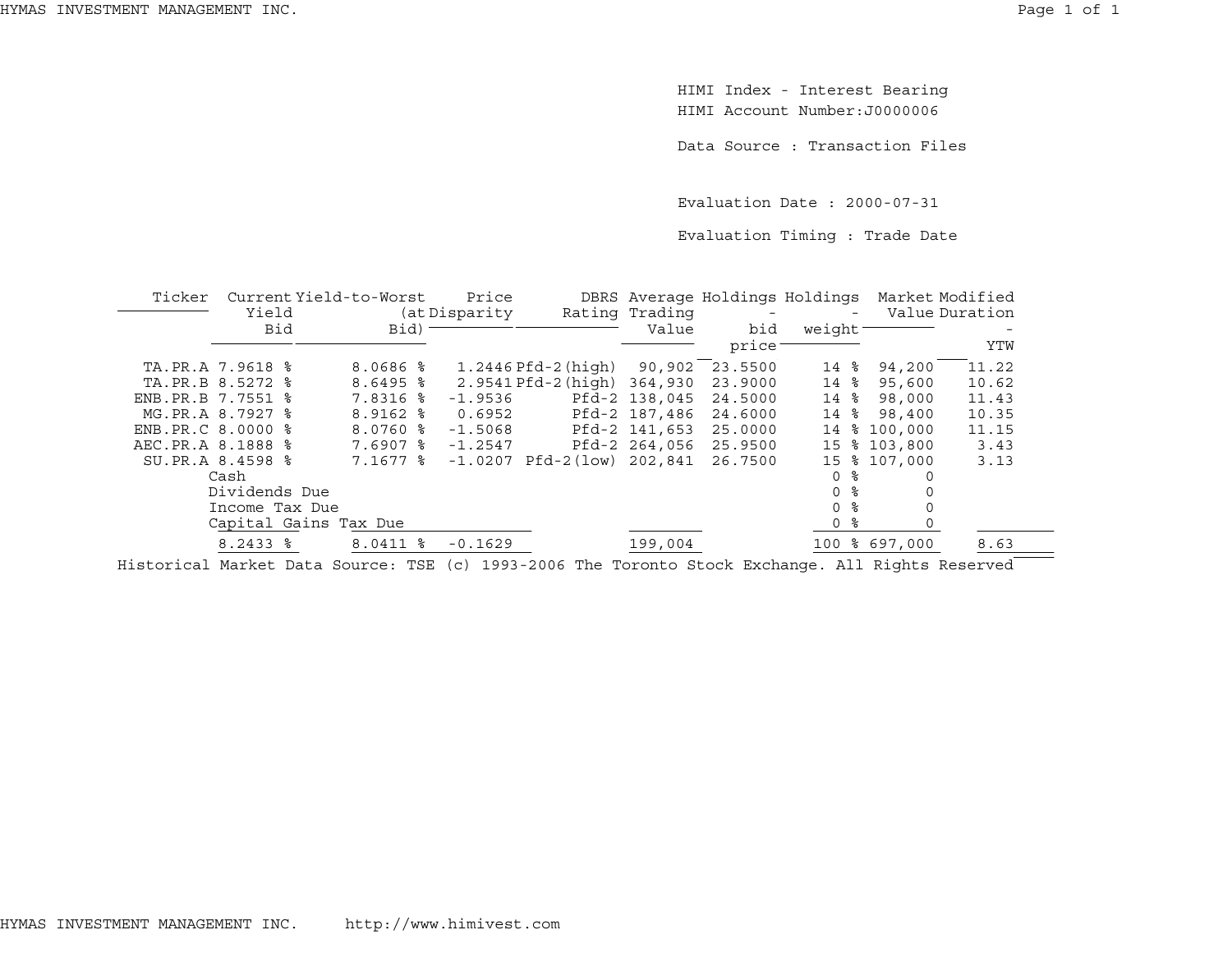HIMI Index - Interest Bearing
HIMI Account Number:J0000006

Data Source : Transaction Files

Evaluation Date : 2000-07-31

Evaluation Timing : Trade Date

| Ticker | Current Yield Bid | Yield-to-Worst (at Bid) | Price Disparity | DBRS Rating | Average Trading Value | Holdings - bid price | Holdings - weight | Market Value | Modified Duration - YTW |
|---|---|---|---|---|---|---|---|---|---|
| TA.PR.A | 7.9618 % | 8.0686 % | 1.2446 | Pfd-2(high) | 90,902 | 23.5500 | 14 % | 94,200 | 11.22 |
| TA.PR.B | 8.5272 % | 8.6495 % | 2.9541 | Pfd-2(high) | 364,930 | 23.9000 | 14 % | 95,600 | 10.62 |
| ENB.PR.B | 7.7551 % | 7.8316 % | -1.9536 | Pfd-2 | 138,045 | 24.5000 | 14 % | 98,000 | 11.43 |
| MG.PR.A | 8.7927 % | 8.9162 % | 0.6952 | Pfd-2 | 187,486 | 24.6000 | 14 % | 98,400 | 10.35 |
| ENB.PR.C | 8.0000 % | 8.0760 % | -1.5068 | Pfd-2 | 141,653 | 25.0000 | 14 % | 100,000 | 11.15 |
| AEC.PR.A | 8.1888 % | 7.6907 % | -1.2547 | Pfd-2 | 264,056 | 25.9500 | 15 % | 103,800 | 3.43 |
| SU.PR.A | 8.4598 % | 7.1677 % | -1.0207 | Pfd-2(low) | 202,841 | 26.7500 | 15 % | 107,000 | 3.13 |
| | Cash | | | | | | 0 % | 0 | |
| | Dividends Due | | | | | | 0 % | 0 | |
| | Income Tax Due | | | | | | 0 % | 0 | |
| | Capital Gains Tax Due | | | | | | 0 % | 0 | |
| | 8.2433 % | 8.0411 % | -0.1629 | | 199,004 | | 100 % | 697,000 | 8.63 |

Historical Market Data Source: TSE (c) 1993-2006 The Toronto Stock Exchange. All Rights Reserved

HYMAS INVESTMENT MANAGEMENT INC. http://www.himivest.com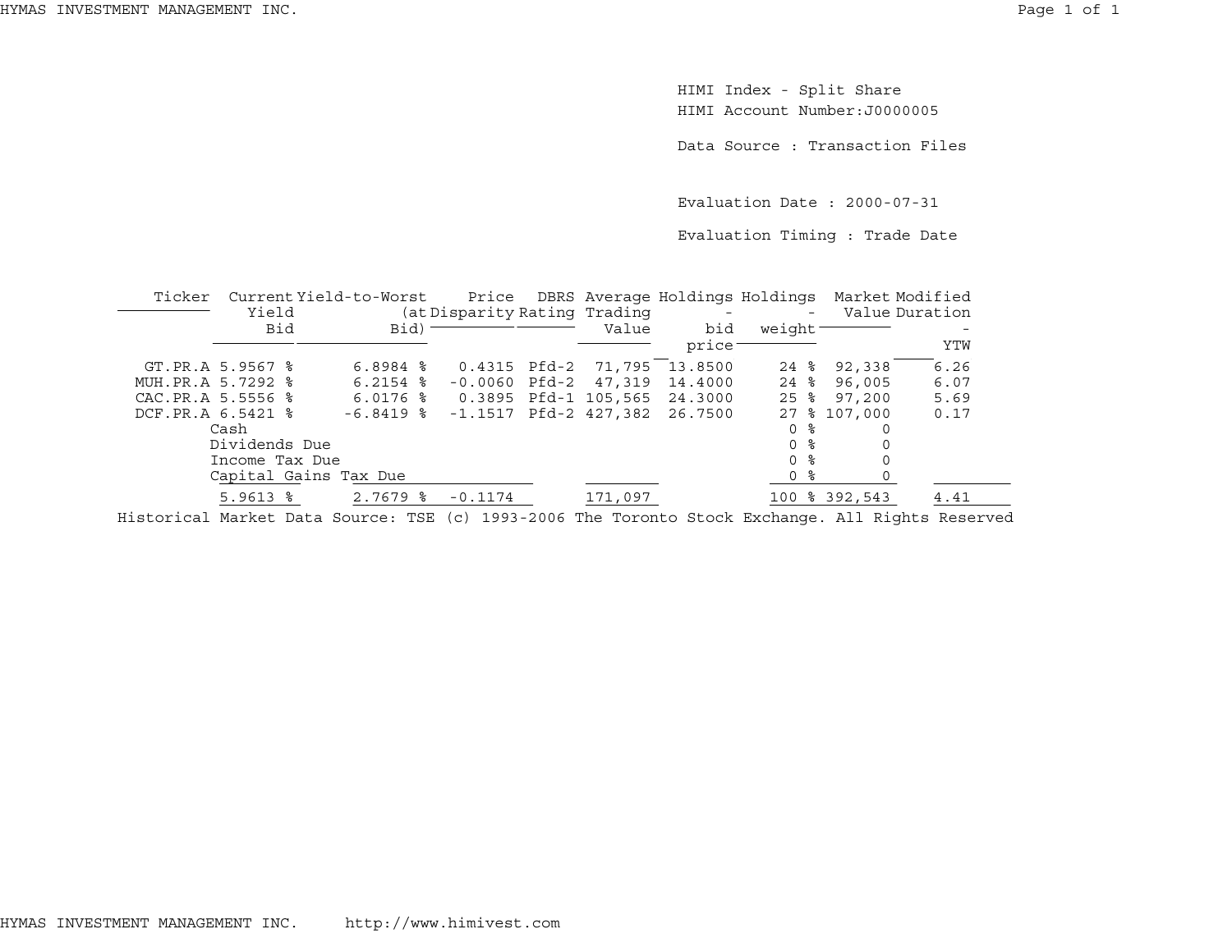HIMI Index - Split Share
HIMI Account Number:J0000005

Data Source : Transaction Files

Evaluation Date : 2000-07-31

Evaluation Timing : Trade Date

| Ticker | Current Yield Bid | Yield-to-Worst (at Bid) | Price Disparity | DBRS Rating | Average Trading Value | Holdings - bid price | Holdings - weight | Market Value | Modified Duration - YTW |
|---|---|---|---|---|---|---|---|---|---|
| GT.PR.A | 5.9567 % | 6.8984 % | 0.4315 | Pfd-2 | 71,795 | 13.8500 | 24 % | 92,338 | 6.26 |
| MUH.PR.A | 5.7292 % | 6.2154 % | -0.0060 | Pfd-2 | 47,319 | 14.4000 | 24 % | 96,005 | 6.07 |
| CAC.PR.A | 5.5556 % | 6.0176 % | 0.3895 | Pfd-1 | 105,565 | 24.3000 | 25 % | 97,200 | 5.69 |
| DCF.PR.A | 6.5421 % | -6.8419 % | -1.1517 | Pfd-2 | 427,382 | 26.7500 | 27 % | 107,000 | 0.17 |
| Cash | | | | | | | 0 % | 0 | |
| Dividends Due | | | | | | | 0 % | 0 | |
| Income Tax Due | | | | | | | 0 % | 0 | |
| Capital Gains Tax Due | | | | | | | 0 % | 0 | |
| | 5.9613 % | 2.7679 % | -0.1174 | | 171,097 | | 100 % | 392,543 | 4.41 |

Historical Market Data Source: TSE (c) 1993-2006 The Toronto Stock Exchange. All Rights Reserved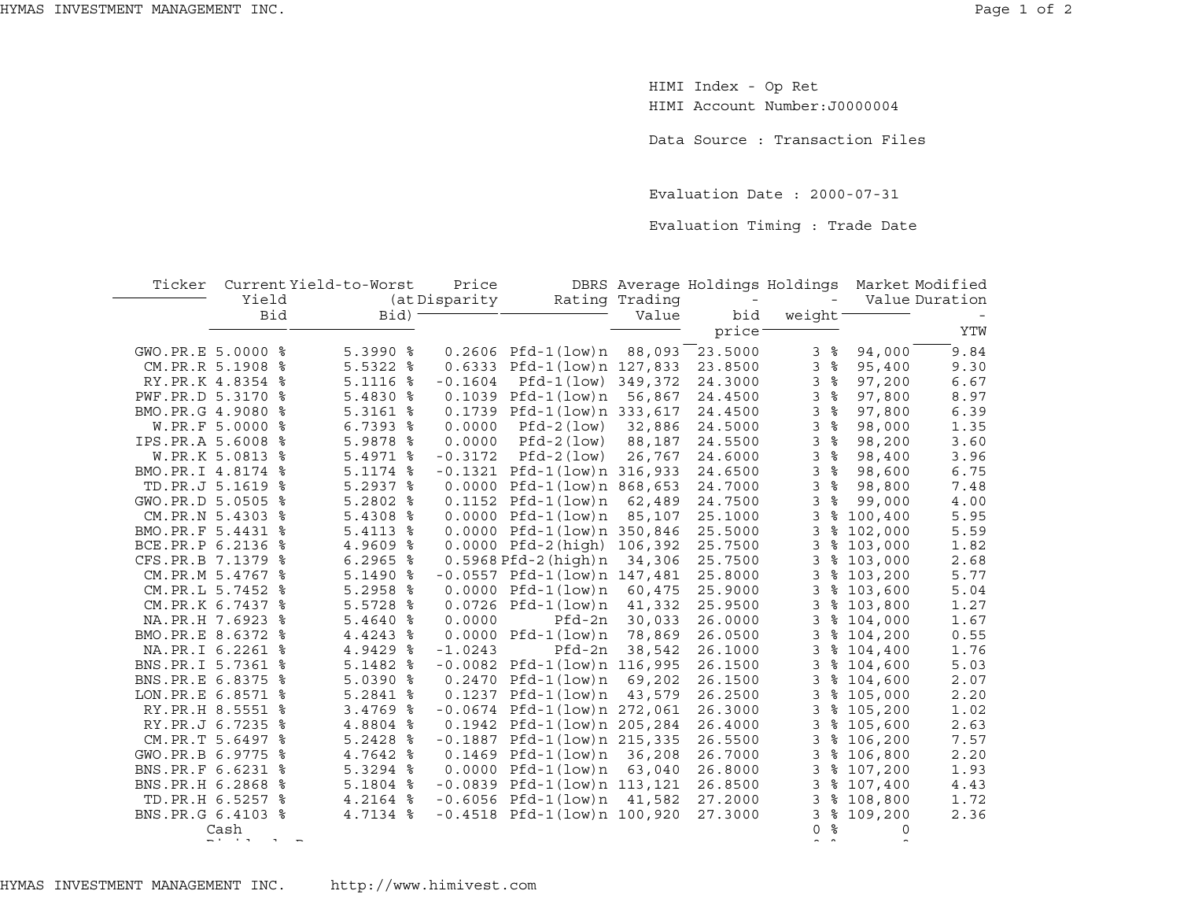HIMI Index - Op Ret

HIMI Account Number:J0000004

Data Source : Transaction Files

Evaluation Date : 2000-07-31

Evaluation Timing : Trade Date

| Ticker | Current Yield Bid | Yield-to-Worst (at Bid) | Price Disparity | DBRS Rating | Average Trading Value | Holdings - bid price | Holdings - weight | Market Value | Modified Duration - YTW |
|---|---|---|---|---|---|---|---|---|---|
| GWO.PR.E | 5.0000 % | 5.3990 % | 0.2606 | Pfd-1(low)n | 88,093 | 23.5000 | 3 % | 94,000 | 9.84 |
| CM.PR.R | 5.1908 % | 5.5322 % | 0.6333 | Pfd-1(low)n | 127,833 | 23.8500 | 3 % | 95,400 | 9.30 |
| RY.PR.K | 4.8354 % | 5.1116 % | -0.1604 | Pfd-1(low) | 349,372 | 24.3000 | 3 % | 97,200 | 6.67 |
| PWF.PR.D | 5.3170 % | 5.4830 % | 0.1039 | Pfd-1(low)n | 56,867 | 24.4500 | 3 % | 97,800 | 8.97 |
| BMO.PR.G | 4.9080 % | 5.3161 % | 0.1739 | Pfd-1(low)n | 333,617 | 24.4500 | 3 % | 97,800 | 6.39 |
| W.PR.F | 5.0000 % | 6.7393 % | 0.0000 | Pfd-2(low) | 32,886 | 24.5000 | 3 % | 98,000 | 1.35 |
| IPS.PR.A | 5.6008 % | 5.9878 % | 0.0000 | Pfd-2(low) | 88,187 | 24.5500 | 3 % | 98,200 | 3.60 |
| W.PR.K | 5.0813 % | 5.4971 % | -0.3172 | Pfd-2(low) | 26,767 | 24.6000 | 3 % | 98,400 | 3.96 |
| BMO.PR.I | 4.8174 % | 5.1174 % | -0.1321 | Pfd-1(low)n | 316,933 | 24.6500 | 3 % | 98,600 | 6.75 |
| TD.PR.J | 5.1619 % | 5.2937 % | 0.0000 | Pfd-1(low)n | 868,653 | 24.7000 | 3 % | 98,800 | 7.48 |
| GWO.PR.D | 5.0505 % | 5.2802 % | 0.1152 | Pfd-1(low)n | 62,489 | 24.7500 | 3 % | 99,000 | 4.00 |
| CM.PR.N | 5.4303 % | 5.4308 % | 0.0000 | Pfd-1(low)n | 85,107 | 25.1000 | 3 % | 100,400 | 5.95 |
| BMO.PR.F | 5.4431 % | 5.4113 % | 0.0000 | Pfd-1(low)n | 350,846 | 25.5000 | 3 % | 102,000 | 5.59 |
| BCE.PR.P | 6.2136 % | 4.9609 % | 0.0000 | Pfd-2(high) | 106,392 | 25.7500 | 3 % | 103,000 | 1.82 |
| CFS.PR.B | 7.1379 % | 6.2965 % | 0.5968 | Pfd-2(high)n | 34,306 | 25.7500 | 3 % | 103,000 | 2.68 |
| CM.PR.M | 5.4767 % | 5.1490 % | -0.0557 | Pfd-1(low)n | 147,481 | 25.8000 | 3 % | 103,200 | 5.77 |
| CM.PR.L | 5.7452 % | 5.2958 % | 0.0000 | Pfd-1(low)n | 60,475 | 25.9000 | 3 % | 103,600 | 5.04 |
| CM.PR.K | 6.7437 % | 5.5728 % | 0.0726 | Pfd-1(low)n | 41,332 | 25.9500 | 3 % | 103,800 | 1.27 |
| NA.PR.H | 7.6923 % | 5.4640 % | 0.0000 | Pfd-2n | 30,033 | 26.0000 | 3 % | 104,000 | 1.67 |
| BMO.PR.E | 8.6372 % | 4.4243 % | 0.0000 | Pfd-1(low)n | 78,869 | 26.0500 | 3 % | 104,200 | 0.55 |
| NA.PR.I | 6.2261 % | 4.9429 % | -1.0243 | Pfd-2n | 38,542 | 26.1000 | 3 % | 104,400 | 1.76 |
| BNS.PR.I | 5.7361 % | 5.1482 % | -0.0082 | Pfd-1(low)n | 116,995 | 26.1500 | 3 % | 104,600 | 5.03 |
| BNS.PR.E | 6.8375 % | 5.0390 % | 0.2470 | Pfd-1(low)n | 69,202 | 26.1500 | 3 % | 104,600 | 2.07 |
| LON.PR.E | 6.8571 % | 5.2841 % | 0.1237 | Pfd-1(low)n | 43,579 | 26.2500 | 3 % | 105,000 | 2.20 |
| RY.PR.H | 8.5551 % | 3.4769 % | -0.0674 | Pfd-1(low)n | 272,061 | 26.3000 | 3 % | 105,200 | 1.02 |
| RY.PR.J | 6.7235 % | 4.8804 % | 0.1942 | Pfd-1(low)n | 205,284 | 26.4000 | 3 % | 105,600 | 2.63 |
| CM.PR.T | 5.6497 % | 5.2428 % | -0.1887 | Pfd-1(low)n | 215,335 | 26.5500 | 3 % | 106,200 | 7.57 |
| GWO.PR.B | 6.9775 % | 4.7642 % | 0.1469 | Pfd-1(low)n | 36,208 | 26.7000 | 3 % | 106,800 | 2.20 |
| BNS.PR.F | 6.6231 % | 5.3294 % | 0.0000 | Pfd-1(low)n | 63,040 | 26.8000 | 3 % | 107,200 | 1.93 |
| BNS.PR.H | 6.2868 % | 5.1804 % | -0.0839 | Pfd-1(low)n | 113,121 | 26.8500 | 3 % | 107,400 | 4.43 |
| TD.PR.H | 6.5257 % | 4.2164 % | -0.6056 | Pfd-1(low)n | 41,582 | 27.2000 | 3 % | 108,800 | 1.72 |
| BNS.PR.G | 6.4103 % | 4.7134 % | -0.4518 | Pfd-1(low)n | 100,920 | 27.3000 | 3 % | 109,200 | 2.36 |
| Cash | | | | | | | 0 % | 0 | |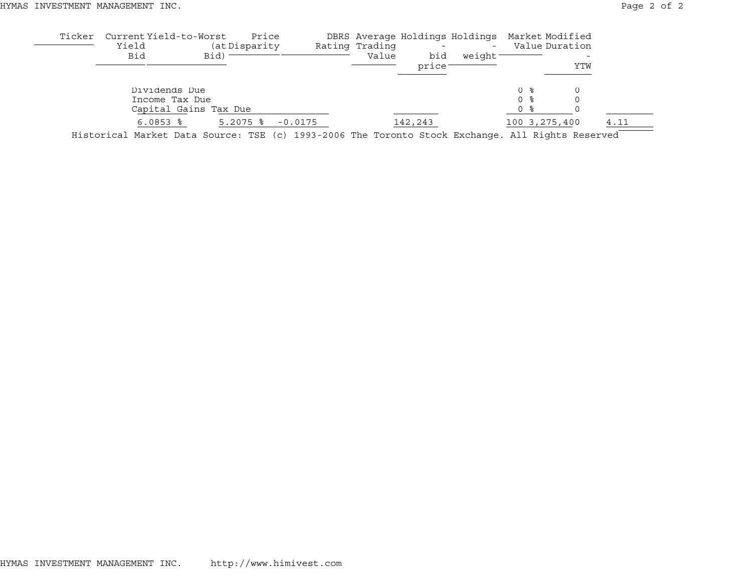| Ticker | Current Yield Bid | Yield-to-Worst (at Bid) | Price Disparity | DBRS Rating | Average Trading Value | Holdings - bid price | Holdings - weight | Market Value | Modified Duration - YTW |
|---|---|---|---|---|---|---|---|---|---|
| Dividends Due | | | | | | | 0 % | 0 | |
| Income Tax Due | | | | | | | 0 % | 0 | |
| Capital Gains Tax Due | | | | | | | 0 % | 0 | |
| | 6.0853 % | 5.2075 % | -0.0175 | | | 142,243 | 100 | 3,275,400 | 4.11 |

Historical Market Data Source: TSE (c) 1993-2006 The Toronto Stock Exchange. All Rights Reserved

HYMAS INVESTMENT MANAGEMENT INC. http://www.himivest.com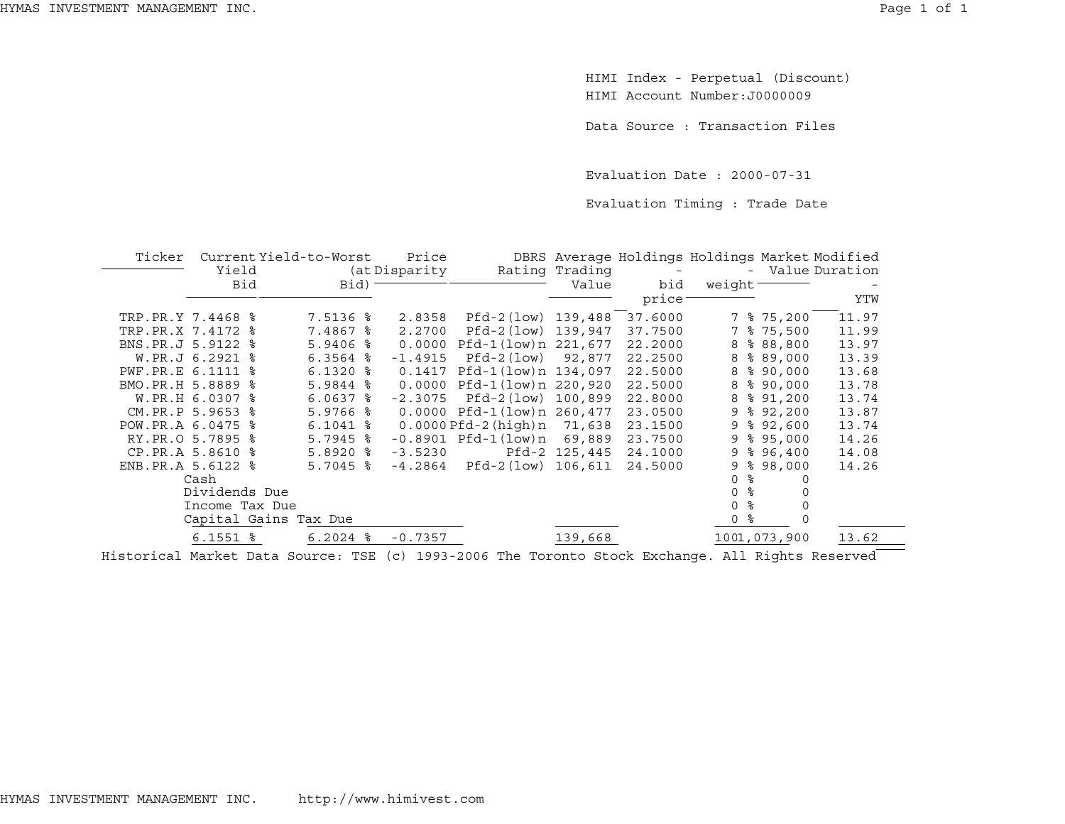HIMI Index - Perpetual (Discount)
HIMI Account Number:J0000009

Data Source : Transaction Files

Evaluation Date : 2000-07-31

Evaluation Timing : Trade Date

| Ticker | Current Yield Bid | Yield-to-Worst (at Bid) | Price Disparity | DBRS Rating | Average Trading Value | Holdings - bid price | Holdings - weight | Market Value | Modified Duration - YTW |
|---|---|---|---|---|---|---|---|---|---|
| TRP.PR.Y | 7.4468 % | 7.5136 % | 2.8358 | Pfd-2(low) | 139,488 | 37.6000 | 7 % | 75,200 | 11.97 |
| TRP.PR.X | 7.4172 % | 7.4867 % | 2.2700 | Pfd-2(low) | 139,947 | 37.7500 | 7 % | 75,500 | 11.99 |
| BNS.PR.J | 5.9122 % | 5.9406 % | 0.0000 | Pfd-1(low)n | 221,677 | 22.2000 | 8 % | 88,800 | 13.97 |
| W.PR.J | 6.2921 % | 6.3564 % | -1.4915 | Pfd-2(low) | 92,877 | 22.2500 | 8 % | 89,000 | 13.39 |
| PWF.PR.E | 6.1111 % | 6.1320 % | 0.1417 | Pfd-1(low)n | 134,097 | 22.5000 | 8 % | 90,000 | 13.68 |
| BMO.PR.H | 5.8889 % | 5.9844 % | 0.0000 | Pfd-1(low)n | 220,920 | 22.5000 | 8 % | 90,000 | 13.78 |
| W.PR.H | 6.0307 % | 6.0637 % | -2.3075 | Pfd-2(low) | 100,899 | 22.8000 | 8 % | 91,200 | 13.74 |
| CM.PR.P | 5.9653 % | 5.9766 % | 0.0000 | Pfd-1(low)n | 260,477 | 23.0500 | 9 % | 92,200 | 13.87 |
| POW.PR.A | 6.0475 % | 6.1041 % | 0.0000 | Pfd-2(high)n | 71,638 | 23.1500 | 9 % | 92,600 | 13.74 |
| RY.PR.O | 5.7895 % | 5.7945 % | -0.8901 | Pfd-1(low)n | 69,889 | 23.7500 | 9 % | 95,000 | 14.26 |
| CP.PR.A | 5.8610 % | 5.8920 % | -3.5230 | Pfd-2 | 125,445 | 24.1000 | 9 % | 96,400 | 14.08 |
| ENB.PR.A | 5.6122 % | 5.7045 % | -4.2864 | Pfd-2(low) | 106,611 | 24.5000 | 9 % | 98,000 | 14.26 |
| Cash | | | | | | | 0 % | 0 | |
| Dividends Due | | | | | | | 0 % | 0 | |
| Income Tax Due | | | | | | | 0 % | 0 | |
| Capital Gains Tax Due | | | | | | | 0 % | 0 | |
| | 6.1551 % | 6.2024 % | -0.7357 | | 139,668 | | 100 | 1,073,900 | 13.62 |

Historical Market Data Source: TSE (c) 1993-2006 The Toronto Stock Exchange. All Rights Reserved

HYMAS INVESTMENT MANAGEMENT INC. http://www.himivest.com